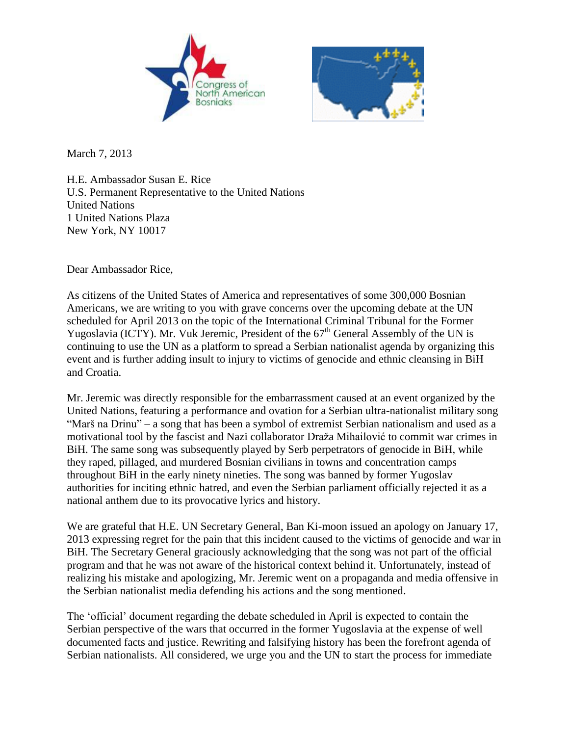Congress of North American Bosniaks

March 7, 2013

H.E. Ambassador Susan E. Rice
U.S. Permanent Representative to the United Nations
United Nations
1 United Nations Plaza
New York, NY 10017

Dear Ambassador Rice,

As citizens of the United States of America and representatives of some 300,000 Bosnian Americans, we are writing to you with grave concerns over the upcoming debate at the UN scheduled for April 2013 on the topic of the International Criminal Tribunal for the Former Yugoslavia (ICTY). Mr. Vuk Jeremic, President of the 67th General Assembly of the UN is continuing to use the UN as a platform to spread a Serbian nationalist agenda by organizing this event and is further adding insult to injury to victims of genocide and ethnic cleansing in BiH and Croatia.

Mr. Jeremic was directly responsible for the embarrassment caused at an event organized by the United Nations, featuring a performance and ovation for a Serbian ultra-nationalist military song "Marš na Drinu" – a song that has been a symbol of extremist Serbian nationalism and used as a motivational tool by the fascist and Nazi collaborator Draža Mihailović to commit war crimes in BiH. The same song was subsequently played by Serb perpetrators of genocide in BiH, while they raped, pillaged, and murdered Bosnian civilians in towns and concentration camps throughout BiH in the early ninety nineties. The song was banned by former Yugoslav authorities for inciting ethnic hatred, and even the Serbian parliament officially rejected it as a national anthem due to its provocative lyrics and history.

We are grateful that H.E. UN Secretary General, Ban Ki-moon issued an apology on January 17, 2013 expressing regret for the pain that this incident caused to the victims of genocide and war in BiH. The Secretary General graciously acknowledging that the song was not part of the official program and that he was not aware of the historical context behind it. Unfortunately, instead of realizing his mistake and apologizing, Mr. Jeremic went on a propaganda and media offensive in the Serbian nationalist media defending his actions and the song mentioned.

The 'official' document regarding the debate scheduled in April is expected to contain the Serbian perspective of the wars that occurred in the former Yugoslavia at the expense of well documented facts and justice. Rewriting and falsifying history has been the forefront agenda of Serbian nationalists. All considered, we urge you and the UN to start the process for immediate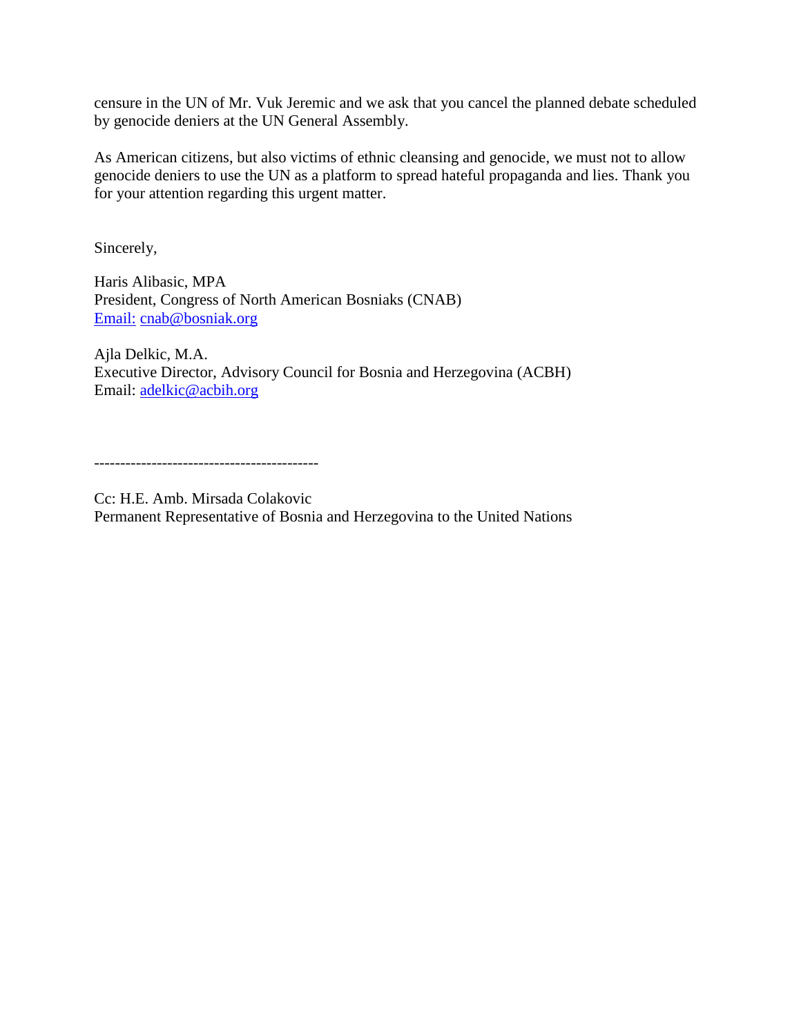censure in the UN of Mr. Vuk Jeremic and we ask that you cancel the planned debate scheduled by genocide deniers at the UN General Assembly.

As American citizens, but also victims of ethnic cleansing and genocide, we must not to allow genocide deniers to use the UN as a platform to spread hateful propaganda and lies. Thank you for your attention regarding this urgent matter.

Sincerely,

Haris Alibasic, MPA  
President, Congress of North American Bosniaks (CNAB)  
Email: cnab@bosniak.org

Ajla Delkic, M.A.  
Executive Director, Advisory Council for Bosnia and Herzegovina (ACBH)  
Email: adelkic@acbih.org

-------------------------------------------

Cc: H.E. Amb. Mirsada Colakovic  
Permanent Representative of Bosnia and Herzegovina to the United Nations